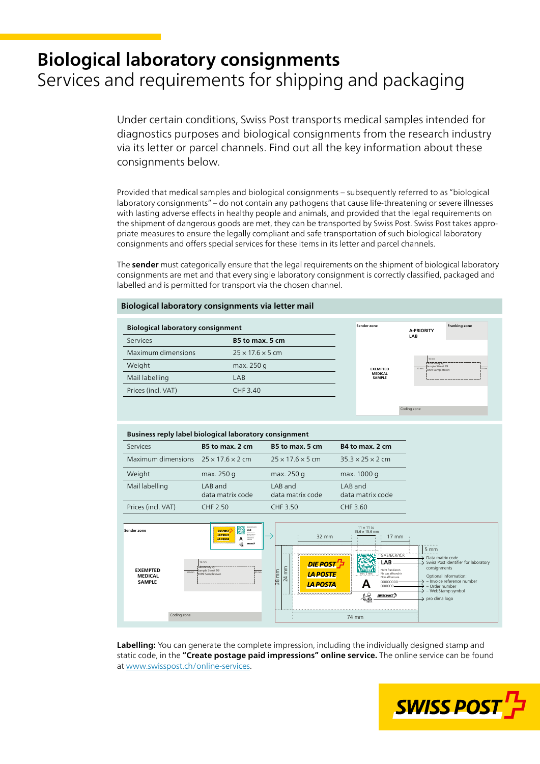# Biological laboratory consignments

## Services and requirements for shipping and packaging

Under certain conditions, Swiss Post transports medical samples intended for diagnostics purposes and biological consignments from the research industry via its letter or parcel channels. Find out all the key information about these consignments below.

Provided that medical samples and biological consignments – subsequently referred to as "biological laboratory consignments" – do not contain any pathogens that cause life-threatening or severe illnesses with lasting adverse effects in healthy people and animals, and provided that the legal requirements on the shipment of dangerous goods are met, they can be transported by Swiss Post. Swiss Post takes appropriate measures to ensure the legally compliant and safe transportation of such biological laboratory consignments and offers special services for these items in its letter and parcel channels.

The **sender** must categorically ensure that the legal requirements on the shipment of biological laboratory consignments are met and that every single laboratory consignment is correctly classified, packaged and labelled and is permitted for transport via the chosen channel.

### Biological laboratory consignments via letter mail

**Biological laboratory consignment**

| Services | B5 to max. 5 cm |
|---|---|
| Maximum dimensions | 25 × 17.6 × 5 cm |
| Weight | max. 250 g |
| Mail labelling | LAB |
| Prices (incl. VAT) | CHF 3.40 |

Sender zone | A-PRIORITY LAB | Franking zone | EXEMPTED MEDICAL SAMPLE | Coding zone

**Business reply label biological laboratory consignment**

| Services | B5 to max. 2 cm | B5 to max. 5 cm | B4 to max. 2 cm |
|---|---|---|---|
| Maximum dimensions | 25 × 17.6 × 2 cm | 25 × 17.6 × 5 cm | 35.3 × 25 × 2 cm |
| Weight | max. 250 g | max. 250 g | max. 1000 g |
| Mail labelling | LAB and data matrix code | LAB and data matrix code | LAB and data matrix code |
| Prices (incl. VAT) | CHF 2.50 | CHF 3.50 | CHF 3.60 |

Sender zone | EXEMPTED MEDICAL SAMPLE | Coding zone

32 mm | 11 × 11 to 15,6 × 15,6 mm | 17 mm | 5 mm | 38 mm | 24 mm | 74 mm

- Data matrix code
- Swiss Post identifier for laboratory consignments
- Optional information:
  - Invoice reference number
  - Order number
  - WebStamp symbol
- pro clima logo

**Labelling:** You can generate the complete impression, including the individually designed stamp and static code, in the **"Create postage paid impressions" online service.** The online service can be found at www.swisspost.ch/online-services.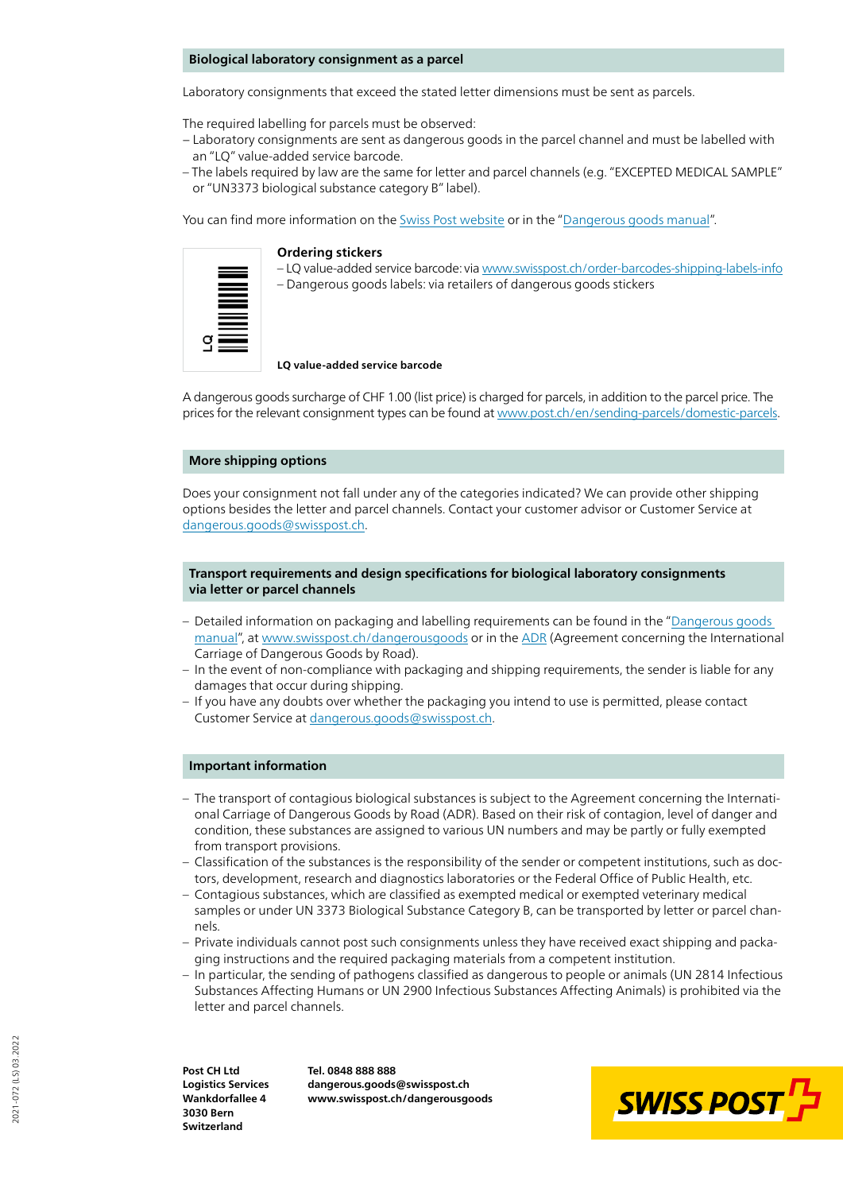## Biological laboratory consignment as a parcel

Laboratory consignments that exceed the stated letter dimensions must be sent as parcels.

The required labelling for parcels must be observed:
- Laboratory consignments are sent as dangerous goods in the parcel channel and must be labelled with an "LQ" value-added service barcode.
- The labels required by law are the same for letter and parcel channels (e.g. "EXCEPTED MEDICAL SAMPLE" or "UN3373 biological substance category B" label).

You can find more information on the Swiss Post website or in the "Dangerous goods manual".

### Ordering stickers

- LQ value-added service barcode: via www.swisspost.ch/order-barcodes-shipping-labels-info
- Dangerous goods labels: via retailers of dangerous goods stickers

LQ

**LQ value-added service barcode**

A dangerous goods surcharge of CHF 1.00 (list price) is charged for parcels, in addition to the parcel price. The prices for the relevant consignment types can be found at www.post.ch/en/sending-parcels/domestic-parcels.

## More shipping options

Does your consignment not fall under any of the categories indicated? We can provide other shipping options besides the letter and parcel channels. Contact your customer advisor or Customer Service at dangerous.goods@swisspost.ch.

## Transport requirements and design specifications for biological laboratory consignments via letter or parcel channels

- Detailed information on packaging and labelling requirements can be found in the "Dangerous goods manual", at www.swisspost.ch/dangerousgoods or in the ADR (Agreement concerning the International Carriage of Dangerous Goods by Road).
- In the event of non-compliance with packaging and shipping requirements, the sender is liable for any damages that occur during shipping.
- If you have any doubts over whether the packaging you intend to use is permitted, please contact Customer Service at dangerous.goods@swisspost.ch.

## Important information

- The transport of contagious biological substances is subject to the Agreement concerning the International Carriage of Dangerous Goods by Road (ADR). Based on their risk of contagion, level of danger and condition, these substances are assigned to various UN numbers and may be partly or fully exempted from transport provisions.
- Classification of the substances is the responsibility of the sender or competent institutions, such as doctors, development, research and diagnostics laboratories or the Federal Office of Public Health, etc.
- Contagious substances, which are classified as exempted medical or exempted veterinary medical samples or under UN 3373 Biological Substance Category B, can be transported by letter or parcel channels.
- Private individuals cannot post such consignments unless they have received exact shipping and packaging instructions and the required packaging materials from a competent institution.
- In particular, the sending of pathogens classified as dangerous to people or animals (UN 2814 Infectious Substances Affecting Humans or UN 2900 Infectious Substances Affecting Animals) is prohibited via the letter and parcel channels.

**Post CH Ltd**
**Logistics Services**
**Wankdorfallee 4**
**3030 Bern**
**Switzerland**

**Tel. 0848 888 888**
**dangerous.goods@swisspost.ch**
**www.swisspost.ch/dangerousgoods**

SWISS POST

2021-072 (LS) 03.2022